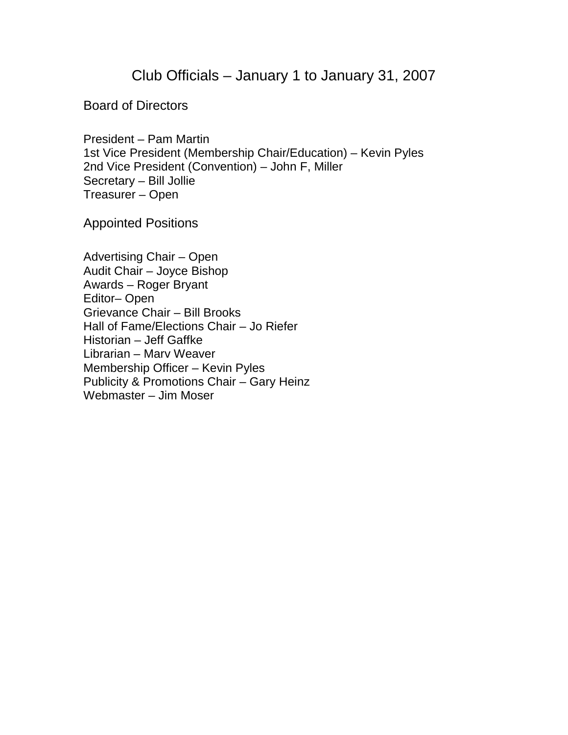# Club Officials – January 1 to January 31, 2007

## Board of Directors

President – Pam Martin
1st Vice President (Membership Chair/Education) – Kevin Pyles
2nd Vice President (Convention) – John F, Miller
Secretary – Bill Jollie
Treasurer – Open

## Appointed Positions

Advertising Chair – Open
Audit Chair – Joyce Bishop
Awards – Roger Bryant
Editor– Open
Grievance Chair – Bill Brooks
Hall of Fame/Elections Chair – Jo Riefer
Historian – Jeff Gaffke
Librarian – Marv Weaver
Membership Officer – Kevin Pyles
Publicity & Promotions Chair – Gary Heinz
Webmaster – Jim Moser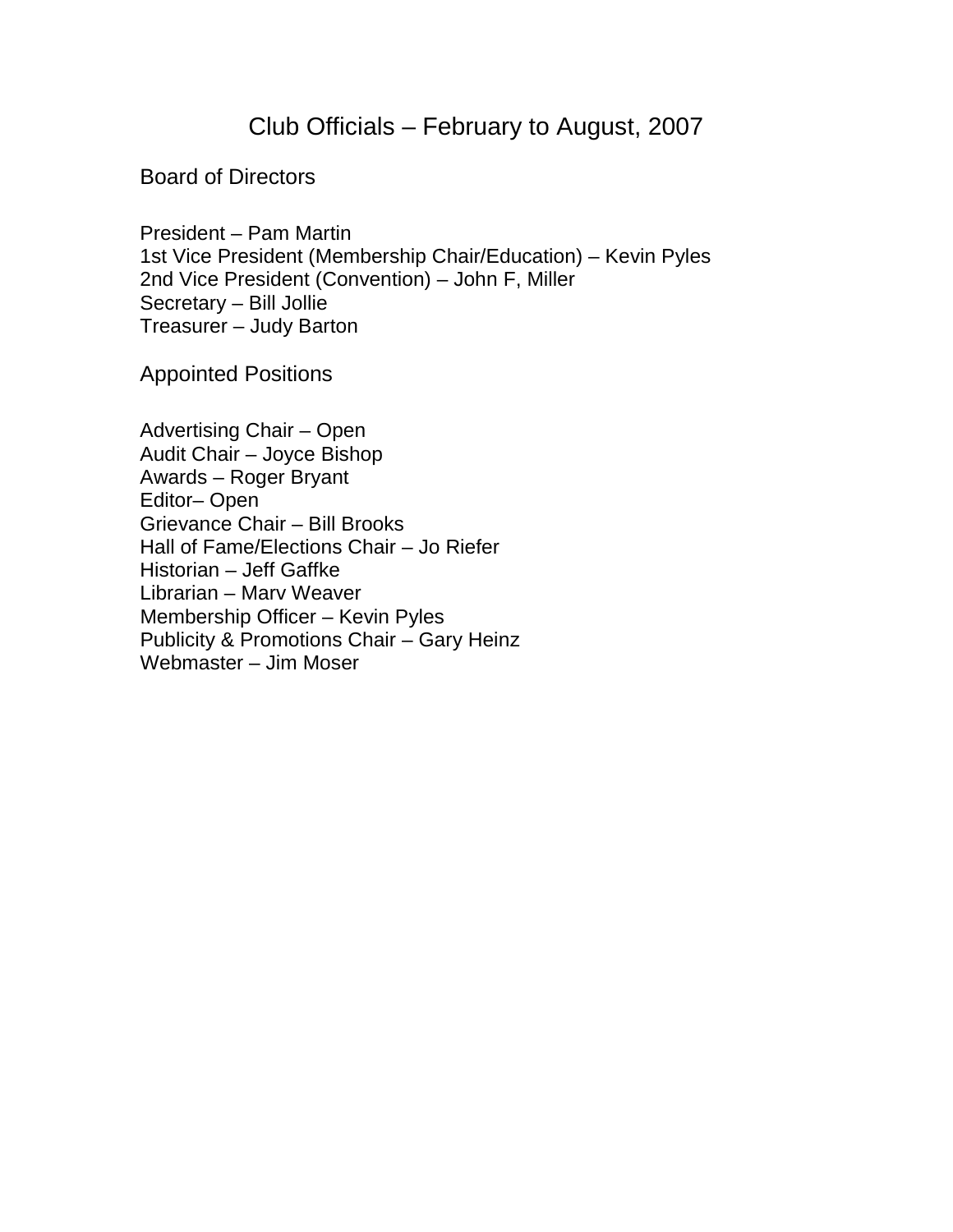# Club Officials – February to August, 2007

## Board of Directors

President – Pam Martin
1st Vice President (Membership Chair/Education) – Kevin Pyles
2nd Vice President (Convention) – John F, Miller
Secretary – Bill Jollie
Treasurer – Judy Barton

## Appointed Positions

Advertising Chair – Open
Audit Chair – Joyce Bishop
Awards – Roger Bryant
Editor– Open
Grievance Chair – Bill Brooks
Hall of Fame/Elections Chair – Jo Riefer
Historian – Jeff Gaffke
Librarian – Marv Weaver
Membership Officer – Kevin Pyles
Publicity & Promotions Chair – Gary Heinz
Webmaster – Jim Moser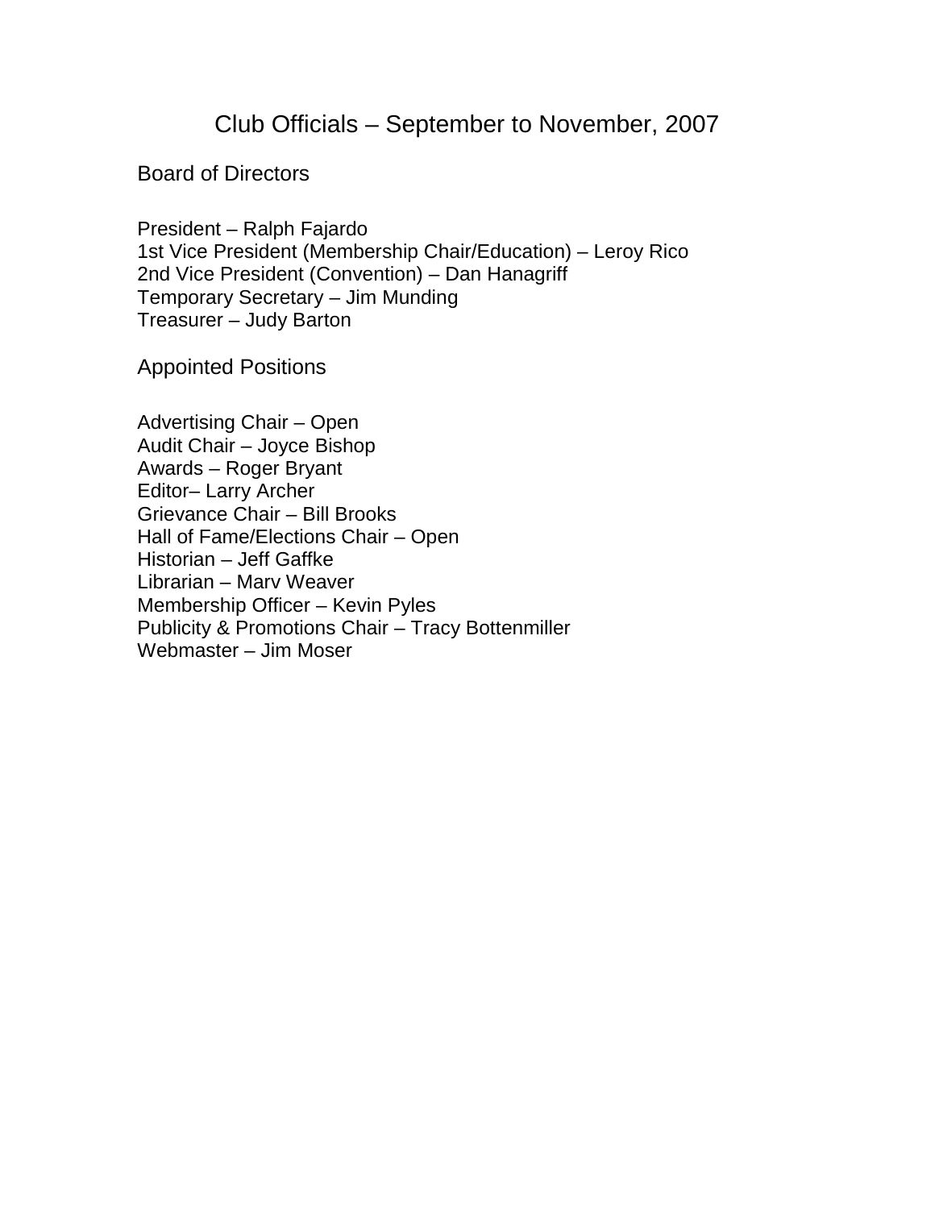# Club Officials – September to November, 2007

## Board of Directors

President – Ralph Fajardo
1st Vice President (Membership Chair/Education) – Leroy Rico
2nd Vice President (Convention) – Dan Hanagriff
Temporary Secretary – Jim Munding
Treasurer – Judy Barton

## Appointed Positions

Advertising Chair – Open
Audit Chair – Joyce Bishop
Awards – Roger Bryant
Editor– Larry Archer
Grievance Chair – Bill Brooks
Hall of Fame/Elections Chair – Open
Historian – Jeff Gaffke
Librarian – Marv Weaver
Membership Officer – Kevin Pyles
Publicity & Promotions Chair – Tracy Bottenmiller
Webmaster – Jim Moser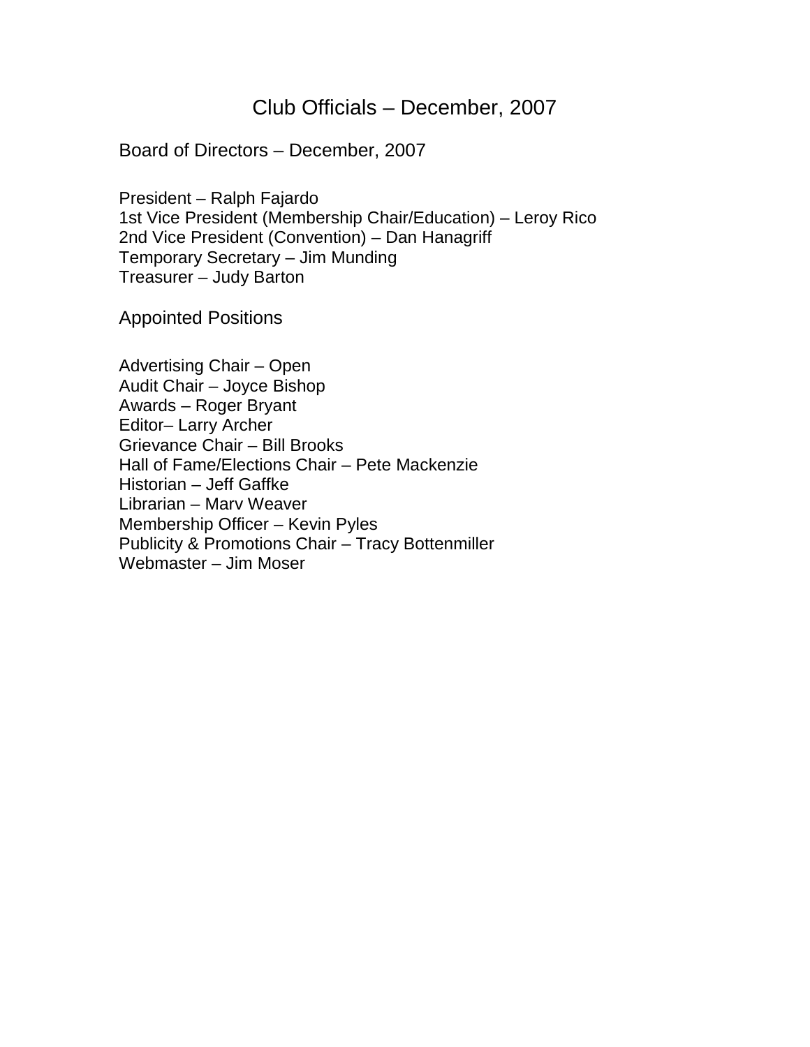# Club Officials – December, 2007

## Board of Directors – December, 2007

President – Ralph Fajardo
1st Vice President (Membership Chair/Education) – Leroy Rico
2nd Vice President (Convention) – Dan Hanagriff
Temporary Secretary – Jim Munding
Treasurer – Judy Barton

## Appointed Positions

Advertising Chair – Open
Audit Chair – Joyce Bishop
Awards – Roger Bryant
Editor– Larry Archer
Grievance Chair – Bill Brooks
Hall of Fame/Elections Chair – Pete Mackenzie
Historian – Jeff Gaffke
Librarian – Marv Weaver
Membership Officer – Kevin Pyles
Publicity & Promotions Chair – Tracy Bottenmiller
Webmaster – Jim Moser